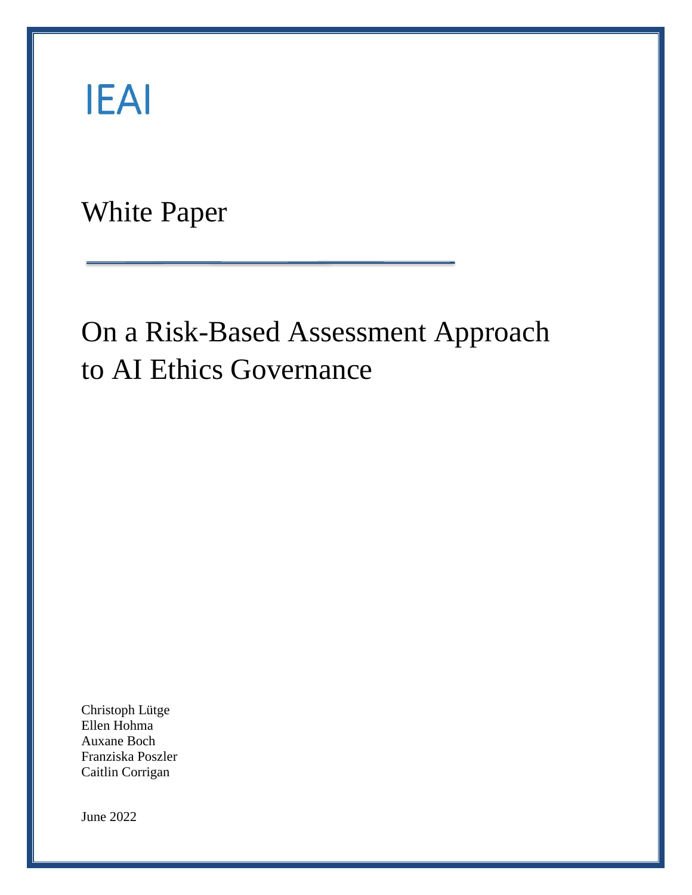IEAI

White Paper

# On a Risk-Based Assessment Approach to AI Ethics Governance

Christoph Lütge
Ellen Hohma
Auxane Boch
Franziska Poszler
Caitlin Corrigan

June 2022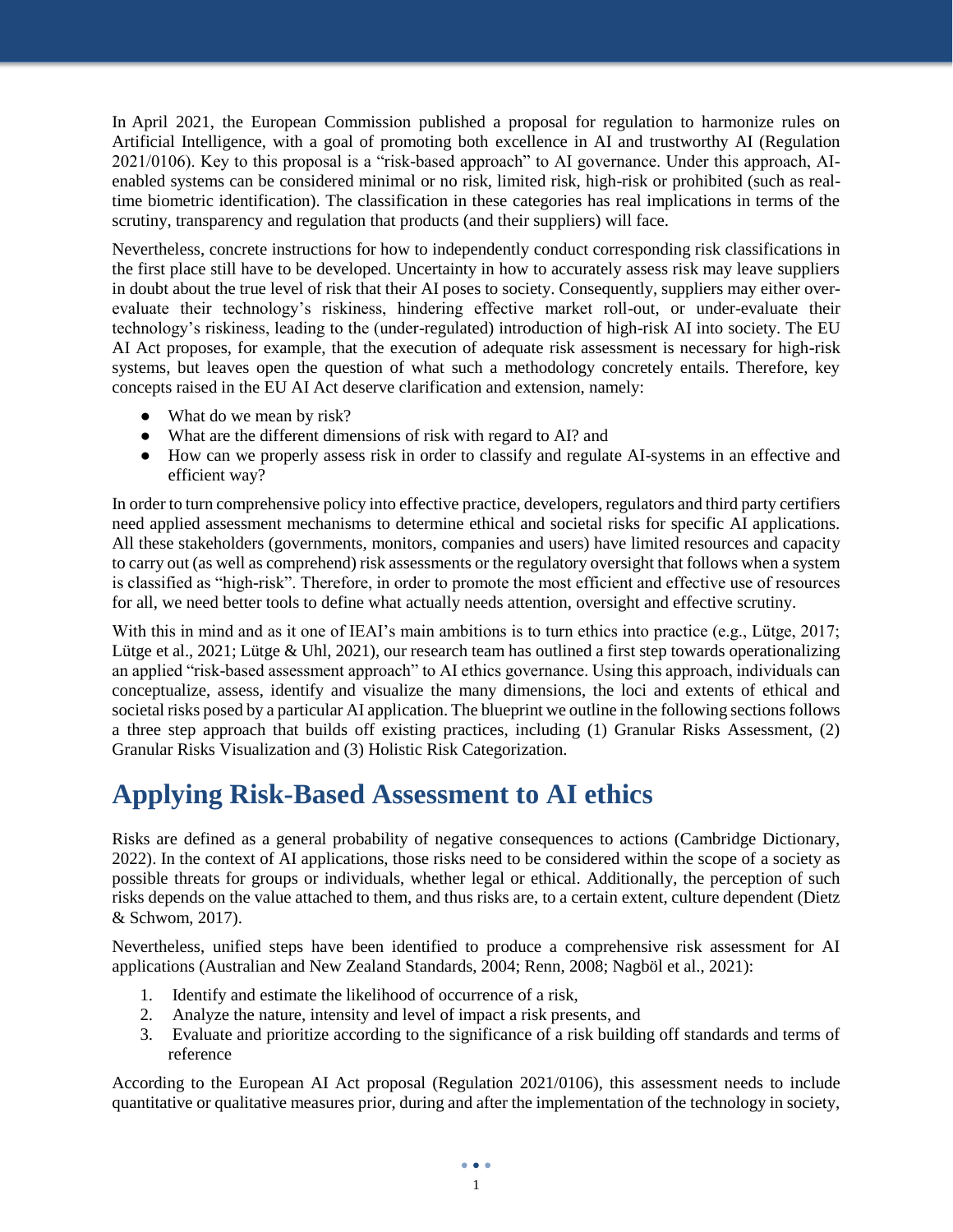In April 2021, the European Commission published a proposal for regulation to harmonize rules on Artificial Intelligence, with a goal of promoting both excellence in AI and trustworthy AI (Regulation 2021/0106). Key to this proposal is a "risk-based approach" to AI governance. Under this approach, AI-enabled systems can be considered minimal or no risk, limited risk, high-risk or prohibited (such as real-time biometric identification). The classification in these categories has real implications in terms of the scrutiny, transparency and regulation that products (and their suppliers) will face.

Nevertheless, concrete instructions for how to independently conduct corresponding risk classifications in the first place still have to be developed. Uncertainty in how to accurately assess risk may leave suppliers in doubt about the true level of risk that their AI poses to society. Consequently, suppliers may either over-evaluate their technology's riskiness, hindering effective market roll-out, or under-evaluate their technology's riskiness, leading to the (under-regulated) introduction of high-risk AI into society. The EU AI Act proposes, for example, that the execution of adequate risk assessment is necessary for high-risk systems, but leaves open the question of what such a methodology concretely entails. Therefore, key concepts raised in the EU AI Act deserve clarification and extension, namely:

- What do we mean by risk?
- What are the different dimensions of risk with regard to AI? and
- How can we properly assess risk in order to classify and regulate AI-systems in an effective and efficient way?

In order to turn comprehensive policy into effective practice, developers, regulators and third party certifiers need applied assessment mechanisms to determine ethical and societal risks for specific AI applications. All these stakeholders (governments, monitors, companies and users) have limited resources and capacity to carry out (as well as comprehend) risk assessments or the regulatory oversight that follows when a system is classified as "high-risk". Therefore, in order to promote the most efficient and effective use of resources for all, we need better tools to define what actually needs attention, oversight and effective scrutiny.

With this in mind and as it one of IEAI's main ambitions is to turn ethics into practice (e.g., Lütge, 2017; Lütge et al., 2021; Lütge & Uhl, 2021), our research team has outlined a first step towards operationalizing an applied "risk-based assessment approach" to AI ethics governance. Using this approach, individuals can conceptualize, assess, identify and visualize the many dimensions, the loci and extents of ethical and societal risks posed by a particular AI application. The blueprint we outline in the following sections follows a three step approach that builds off existing practices, including (1) Granular Risks Assessment, (2) Granular Risks Visualization and (3) Holistic Risk Categorization.

# Applying Risk-Based Assessment to AI ethics

Risks are defined as a general probability of negative consequences to actions (Cambridge Dictionary, 2022). In the context of AI applications, those risks need to be considered within the scope of a society as possible threats for groups or individuals, whether legal or ethical. Additionally, the perception of such risks depends on the value attached to them, and thus risks are, to a certain extent, culture dependent (Dietz & Schwom, 2017).

Nevertheless, unified steps have been identified to produce a comprehensive risk assessment for AI applications (Australian and New Zealand Standards, 2004; Renn, 2008; Nagböl et al., 2021):

1. Identify and estimate the likelihood of occurrence of a risk,
2. Analyze the nature, intensity and level of impact a risk presents, and
3. Evaluate and prioritize according to the significance of a risk building off standards and terms of reference

According to the European AI Act proposal (Regulation 2021/0106), this assessment needs to include quantitative or qualitative measures prior, during and after the implementation of the technology in society,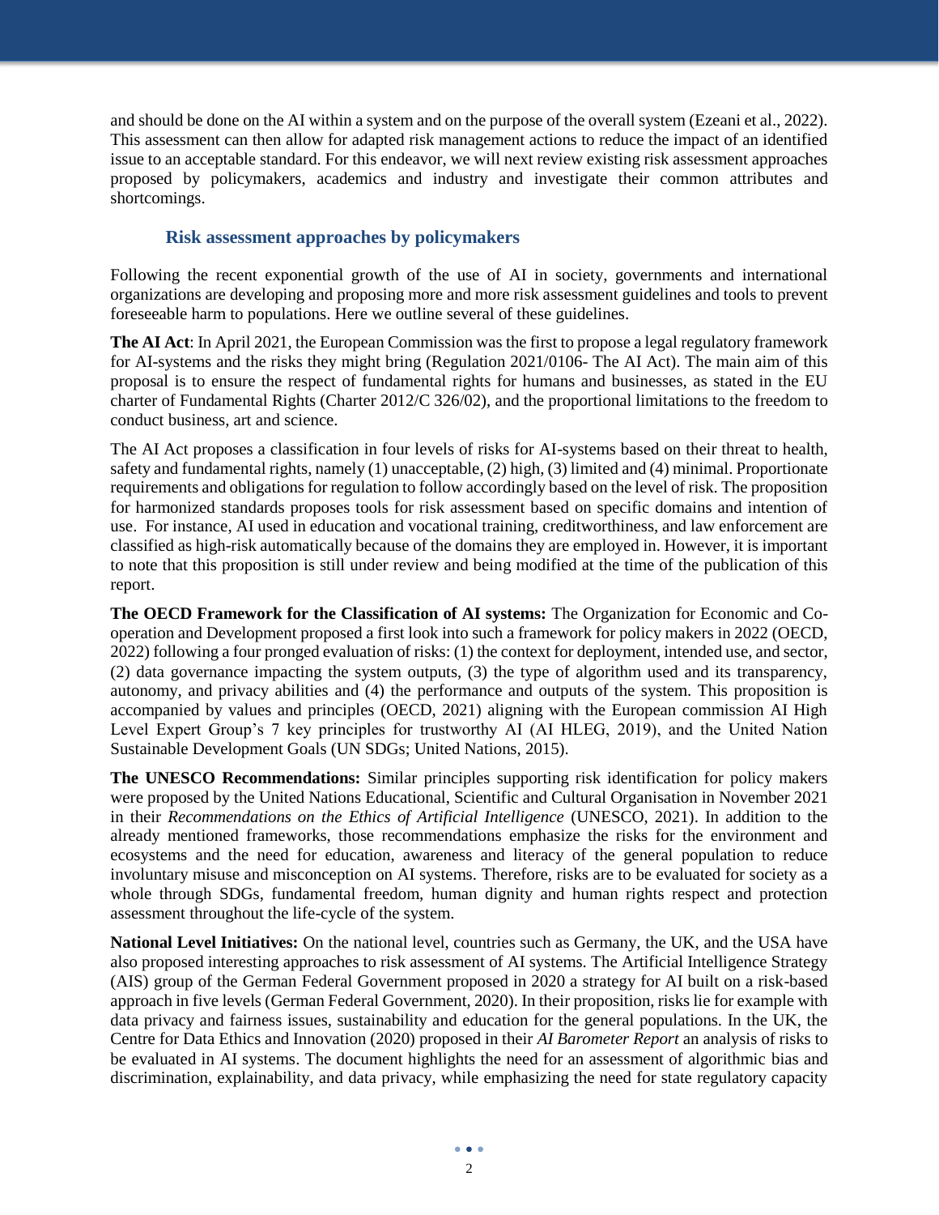and should be done on the AI within a system and on the purpose of the overall system (Ezeani et al., 2022). This assessment can then allow for adapted risk management actions to reduce the impact of an identified issue to an acceptable standard. For this endeavor, we will next review existing risk assessment approaches proposed by policymakers, academics and industry and investigate their common attributes and shortcomings.

### Risk assessment approaches by policymakers

Following the recent exponential growth of the use of AI in society, governments and international organizations are developing and proposing more and more risk assessment guidelines and tools to prevent foreseeable harm to populations. Here we outline several of these guidelines.

**The AI Act**: In April 2021, the European Commission was the first to propose a legal regulatory framework for AI-systems and the risks they might bring (Regulation 2021/0106- The AI Act). The main aim of this proposal is to ensure the respect of fundamental rights for humans and businesses, as stated in the EU charter of Fundamental Rights (Charter 2012/C 326/02), and the proportional limitations to the freedom to conduct business, art and science.

The AI Act proposes a classification in four levels of risks for AI-systems based on their threat to health, safety and fundamental rights, namely (1) unacceptable, (2) high, (3) limited and (4) minimal. Proportionate requirements and obligations for regulation to follow accordingly based on the level of risk. The proposition for harmonized standards proposes tools for risk assessment based on specific domains and intention of use. For instance, AI used in education and vocational training, creditworthiness, and law enforcement are classified as high-risk automatically because of the domains they are employed in. However, it is important to note that this proposition is still under review and being modified at the time of the publication of this report.

**The OECD Framework for the Classification of AI systems:** The Organization for Economic and Co-operation and Development proposed a first look into such a framework for policy makers in 2022 (OECD, 2022) following a four pronged evaluation of risks: (1) the context for deployment, intended use, and sector, (2) data governance impacting the system outputs, (3) the type of algorithm used and its transparency, autonomy, and privacy abilities and (4) the performance and outputs of the system. This proposition is accompanied by values and principles (OECD, 2021) aligning with the European commission AI High Level Expert Group's 7 key principles for trustworthy AI (AI HLEG, 2019), and the United Nation Sustainable Development Goals (UN SDGs; United Nations, 2015).

**The UNESCO Recommendations:** Similar principles supporting risk identification for policy makers were proposed by the United Nations Educational, Scientific and Cultural Organisation in November 2021 in their *Recommendations on the Ethics of Artificial Intelligence* (UNESCO, 2021). In addition to the already mentioned frameworks, those recommendations emphasize the risks for the environment and ecosystems and the need for education, awareness and literacy of the general population to reduce involuntary misuse and misconception on AI systems. Therefore, risks are to be evaluated for society as a whole through SDGs, fundamental freedom, human dignity and human rights respect and protection assessment throughout the life-cycle of the system.

**National Level Initiatives:** On the national level, countries such as Germany, the UK, and the USA have also proposed interesting approaches to risk assessment of AI systems. The Artificial Intelligence Strategy (AIS) group of the German Federal Government proposed in 2020 a strategy for AI built on a risk-based approach in five levels (German Federal Government, 2020). In their proposition, risks lie for example with data privacy and fairness issues, sustainability and education for the general populations. In the UK, the Centre for Data Ethics and Innovation (2020) proposed in their *AI Barometer Report* an analysis of risks to be evaluated in AI systems. The document highlights the need for an assessment of algorithmic bias and discrimination, explainability, and data privacy, while emphasizing the need for state regulatory capacity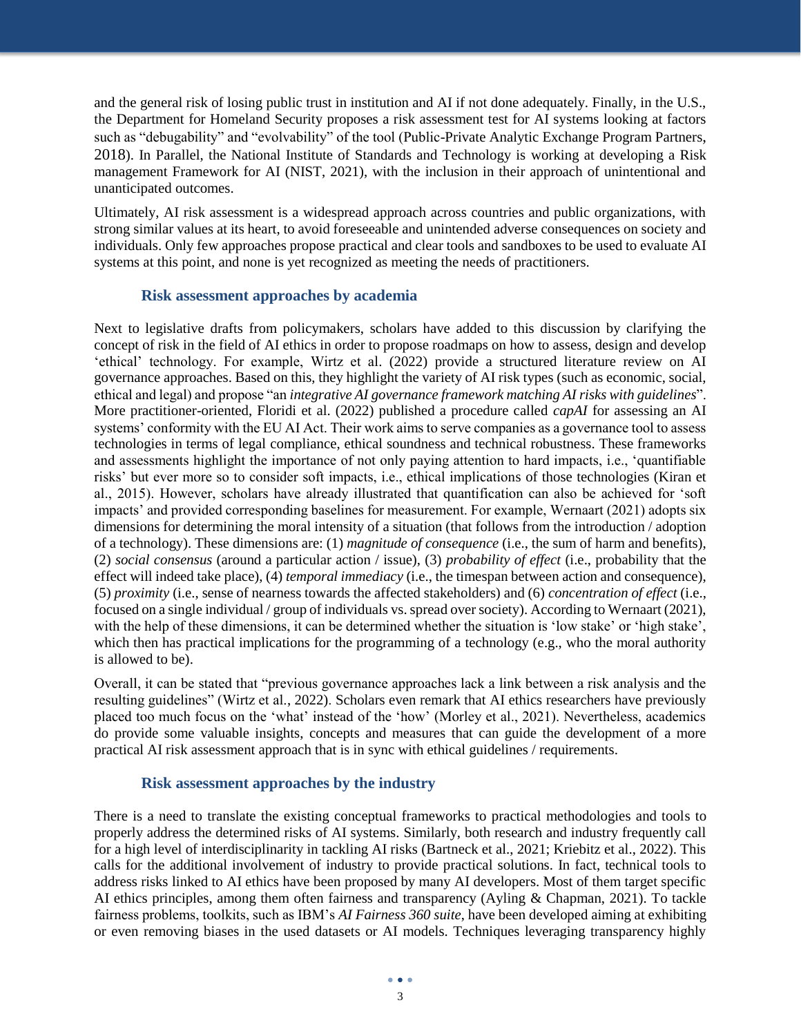and the general risk of losing public trust in institution and AI if not done adequately. Finally, in the U.S., the Department for Homeland Security proposes a risk assessment test for AI systems looking at factors such as "debugability" and "evolvability" of the tool (Public-Private Analytic Exchange Program Partners, 2018). In Parallel, the National Institute of Standards and Technology is working at developing a Risk management Framework for AI (NIST, 2021), with the inclusion in their approach of unintentional and unanticipated outcomes.

Ultimately, AI risk assessment is a widespread approach across countries and public organizations, with strong similar values at its heart, to avoid foreseeable and unintended adverse consequences on society and individuals. Only few approaches propose practical and clear tools and sandboxes to be used to evaluate AI systems at this point, and none is yet recognized as meeting the needs of practitioners.

### Risk assessment approaches by academia

Next to legislative drafts from policymakers, scholars have added to this discussion by clarifying the concept of risk in the field of AI ethics in order to propose roadmaps on how to assess, design and develop 'ethical' technology. For example, Wirtz et al. (2022) provide a structured literature review on AI governance approaches. Based on this, they highlight the variety of AI risk types (such as economic, social, ethical and legal) and propose "an *integrative AI governance framework matching AI risks with guidelines*". More practitioner-oriented, Floridi et al. (2022) published a procedure called *capAI* for assessing an AI systems' conformity with the EU AI Act. Their work aims to serve companies as a governance tool to assess technologies in terms of legal compliance, ethical soundness and technical robustness. These frameworks and assessments highlight the importance of not only paying attention to hard impacts, i.e., 'quantifiable risks' but ever more so to consider soft impacts, i.e., ethical implications of those technologies (Kiran et al., 2015). However, scholars have already illustrated that quantification can also be achieved for 'soft impacts' and provided corresponding baselines for measurement. For example, Wernaart (2021) adopts six dimensions for determining the moral intensity of a situation (that follows from the introduction / adoption of a technology). These dimensions are: (1) *magnitude of consequence* (i.e., the sum of harm and benefits), (2) *social consensus* (around a particular action / issue), (3) *probability of effect* (i.e., probability that the effect will indeed take place), (4) *temporal immediacy* (i.e., the timespan between action and consequence), (5) *proximity* (i.e., sense of nearness towards the affected stakeholders) and (6) *concentration of effect* (i.e., focused on a single individual / group of individuals vs. spread over society). According to Wernaart (2021), with the help of these dimensions, it can be determined whether the situation is 'low stake' or 'high stake', which then has practical implications for the programming of a technology (e.g., who the moral authority is allowed to be).

Overall, it can be stated that "previous governance approaches lack a link between a risk analysis and the resulting guidelines" (Wirtz et al., 2022). Scholars even remark that AI ethics researchers have previously placed too much focus on the 'what' instead of the 'how' (Morley et al., 2021). Nevertheless, academics do provide some valuable insights, concepts and measures that can guide the development of a more practical AI risk assessment approach that is in sync with ethical guidelines / requirements.

### Risk assessment approaches by the industry

There is a need to translate the existing conceptual frameworks to practical methodologies and tools to properly address the determined risks of AI systems. Similarly, both research and industry frequently call for a high level of interdisciplinarity in tackling AI risks (Bartneck et al., 2021; Kriebitz et al., 2022). This calls for the additional involvement of industry to provide practical solutions. In fact, technical tools to address risks linked to AI ethics have been proposed by many AI developers. Most of them target specific AI ethics principles, among them often fairness and transparency (Ayling & Chapman, 2021). To tackle fairness problems, toolkits, such as IBM's *AI Fairness 360 suite*, have been developed aiming at exhibiting or even removing biases in the used datasets or AI models. Techniques leveraging transparency highly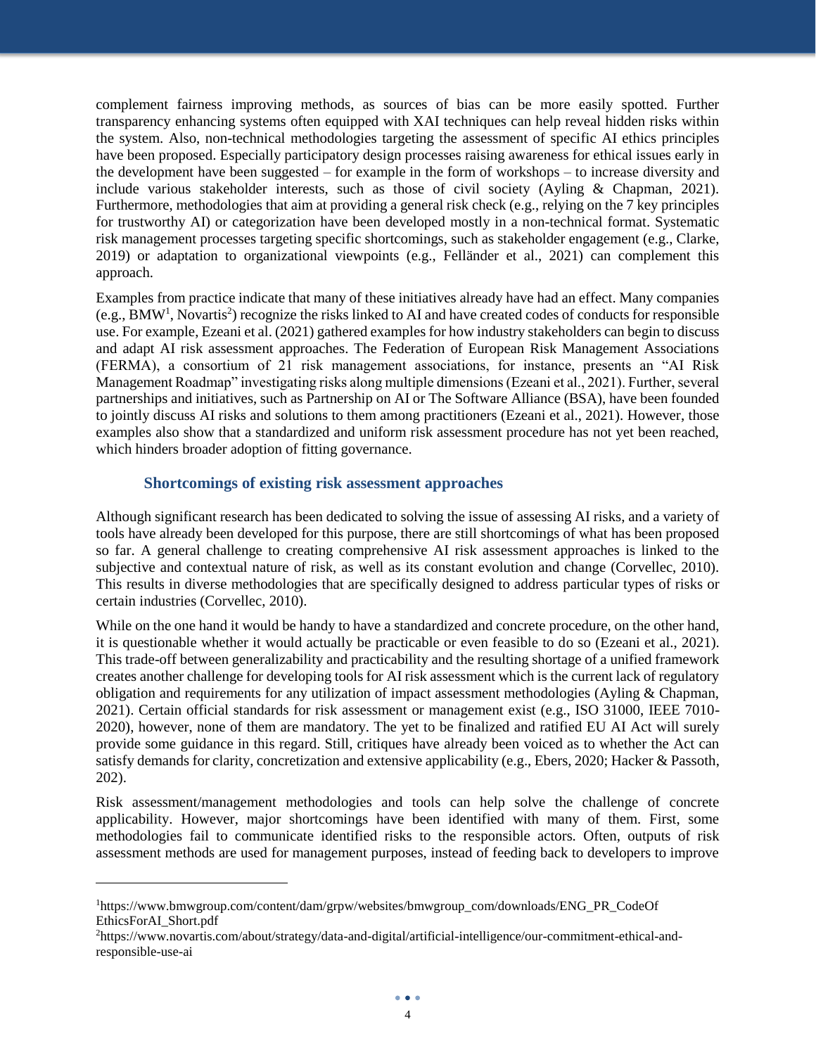complement fairness improving methods, as sources of bias can be more easily spotted. Further transparency enhancing systems often equipped with XAI techniques can help reveal hidden risks within the system. Also, non-technical methodologies targeting the assessment of specific AI ethics principles have been proposed. Especially participatory design processes raising awareness for ethical issues early in the development have been suggested – for example in the form of workshops – to increase diversity and include various stakeholder interests, such as those of civil society (Ayling & Chapman, 2021). Furthermore, methodologies that aim at providing a general risk check (e.g., relying on the 7 key principles for trustworthy AI) or categorization have been developed mostly in a non-technical format. Systematic risk management processes targeting specific shortcomings, such as stakeholder engagement (e.g., Clarke, 2019) or adaptation to organizational viewpoints (e.g., Felländer et al., 2021) can complement this approach.

Examples from practice indicate that many of these initiatives already have had an effect. Many companies (e.g., BMW[1], Novartis[2]) recognize the risks linked to AI and have created codes of conducts for responsible use. For example, Ezeani et al. (2021) gathered examples for how industry stakeholders can begin to discuss and adapt AI risk assessment approaches. The Federation of European Risk Management Associations (FERMA), a consortium of 21 risk management associations, for instance, presents an "AI Risk Management Roadmap" investigating risks along multiple dimensions (Ezeani et al., 2021). Further, several partnerships and initiatives, such as Partnership on AI or The Software Alliance (BSA), have been founded to jointly discuss AI risks and solutions to them among practitioners (Ezeani et al., 2021). However, those examples also show that a standardized and uniform risk assessment procedure has not yet been reached, which hinders broader adoption of fitting governance.

## Shortcomings of existing risk assessment approaches

Although significant research has been dedicated to solving the issue of assessing AI risks, and a variety of tools have already been developed for this purpose, there are still shortcomings of what has been proposed so far. A general challenge to creating comprehensive AI risk assessment approaches is linked to the subjective and contextual nature of risk, as well as its constant evolution and change (Corvellec, 2010). This results in diverse methodologies that are specifically designed to address particular types of risks or certain industries (Corvellec, 2010).

While on the one hand it would be handy to have a standardized and concrete procedure, on the other hand, it is questionable whether it would actually be practicable or even feasible to do so (Ezeani et al., 2021). This trade-off between generalizability and practicability and the resulting shortage of a unified framework creates another challenge for developing tools for AI risk assessment which is the current lack of regulatory obligation and requirements for any utilization of impact assessment methodologies (Ayling & Chapman, 2021). Certain official standards for risk assessment or management exist (e.g., ISO 31000, IEEE 7010-2020), however, none of them are mandatory. The yet to be finalized and ratified EU AI Act will surely provide some guidance in this regard. Still, critiques have already been voiced as to whether the Act can satisfy demands for clarity, concretization and extensive applicability (e.g., Ebers, 2020; Hacker & Passoth, 202).

Risk assessment/management methodologies and tools can help solve the challenge of concrete applicability. However, major shortcomings have been identified with many of them. First, some methodologies fail to communicate identified risks to the responsible actors. Often, outputs of risk assessment methods are used for management purposes, instead of feeding back to developers to improve

[1] https://www.bmwgroup.com/content/dam/grpw/websites/bmwgroup_com/downloads/ENG_PR_CodeOf EthicsForAI_Short.pdf

[2] https://www.novartis.com/about/strategy/data-and-digital/artificial-intelligence/our-commitment-ethical-and-responsible-use-ai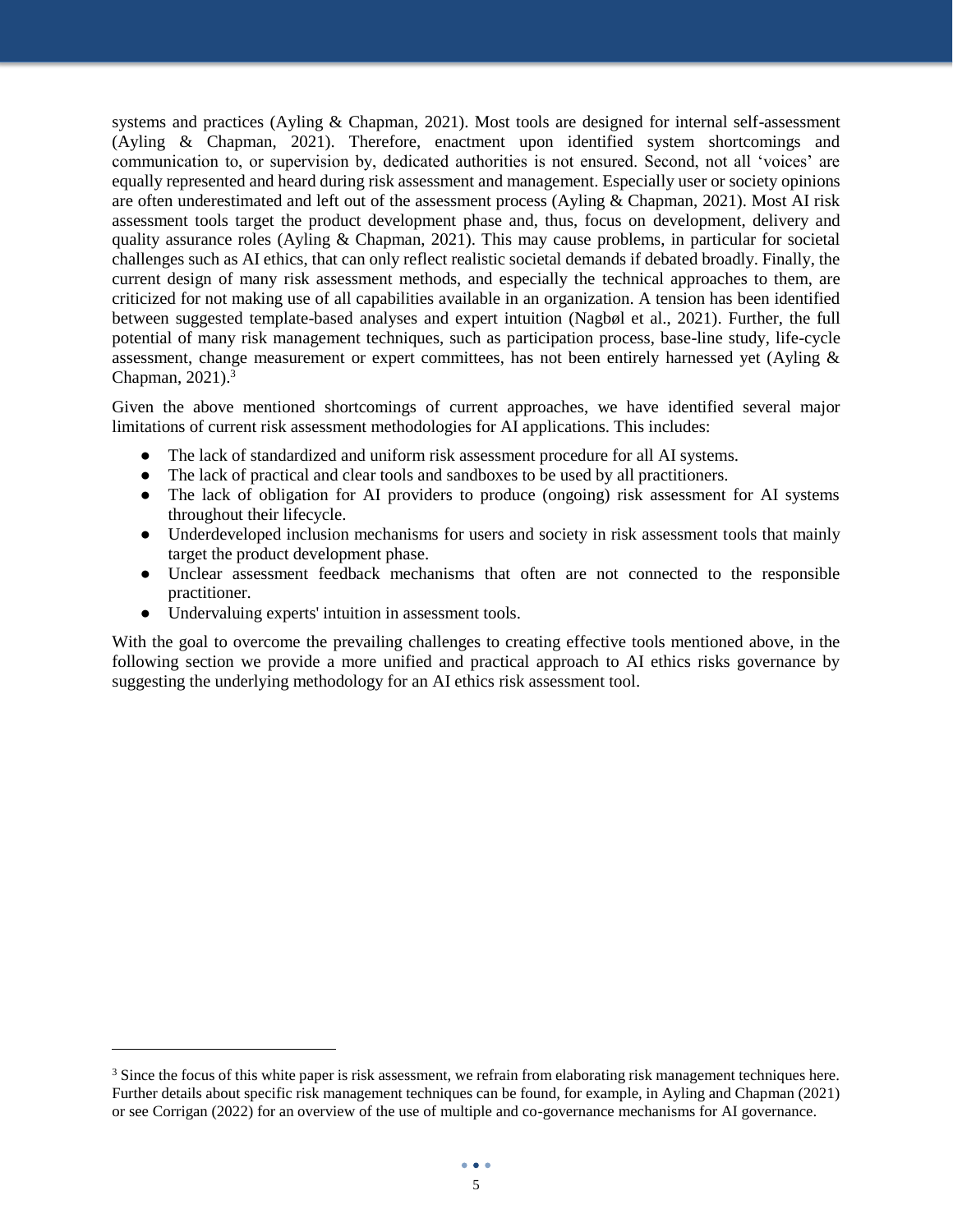systems and practices (Ayling & Chapman, 2021). Most tools are designed for internal self-assessment (Ayling & Chapman, 2021). Therefore, enactment upon identified system shortcomings and communication to, or supervision by, dedicated authorities is not ensured. Second, not all 'voices' are equally represented and heard during risk assessment and management. Especially user or society opinions are often underestimated and left out of the assessment process (Ayling & Chapman, 2021). Most AI risk assessment tools target the product development phase and, thus, focus on development, delivery and quality assurance roles (Ayling & Chapman, 2021). This may cause problems, in particular for societal challenges such as AI ethics, that can only reflect realistic societal demands if debated broadly. Finally, the current design of many risk assessment methods, and especially the technical approaches to them, are criticized for not making use of all capabilities available in an organization. A tension has been identified between suggested template-based analyses and expert intuition (Nagbøl et al., 2021). Further, the full potential of many risk management techniques, such as participation process, base-line study, life-cycle assessment, change measurement or expert committees, has not been entirely harnessed yet (Ayling & Chapman, 2021).[3]

Given the above mentioned shortcomings of current approaches, we have identified several major limitations of current risk assessment methodologies for AI applications. This includes:

- The lack of standardized and uniform risk assessment procedure for all AI systems.
- The lack of practical and clear tools and sandboxes to be used by all practitioners.
- The lack of obligation for AI providers to produce (ongoing) risk assessment for AI systems throughout their lifecycle.
- Underdeveloped inclusion mechanisms for users and society in risk assessment tools that mainly target the product development phase.
- Unclear assessment feedback mechanisms that often are not connected to the responsible practitioner.
- Undervaluing experts' intuition in assessment tools.

With the goal to overcome the prevailing challenges to creating effective tools mentioned above, in the following section we provide a more unified and practical approach to AI ethics risks governance by suggesting the underlying methodology for an AI ethics risk assessment tool.

[3] Since the focus of this white paper is risk assessment, we refrain from elaborating risk management techniques here. Further details about specific risk management techniques can be found, for example, in Ayling and Chapman (2021) or see Corrigan (2022) for an overview of the use of multiple and co-governance mechanisms for AI governance.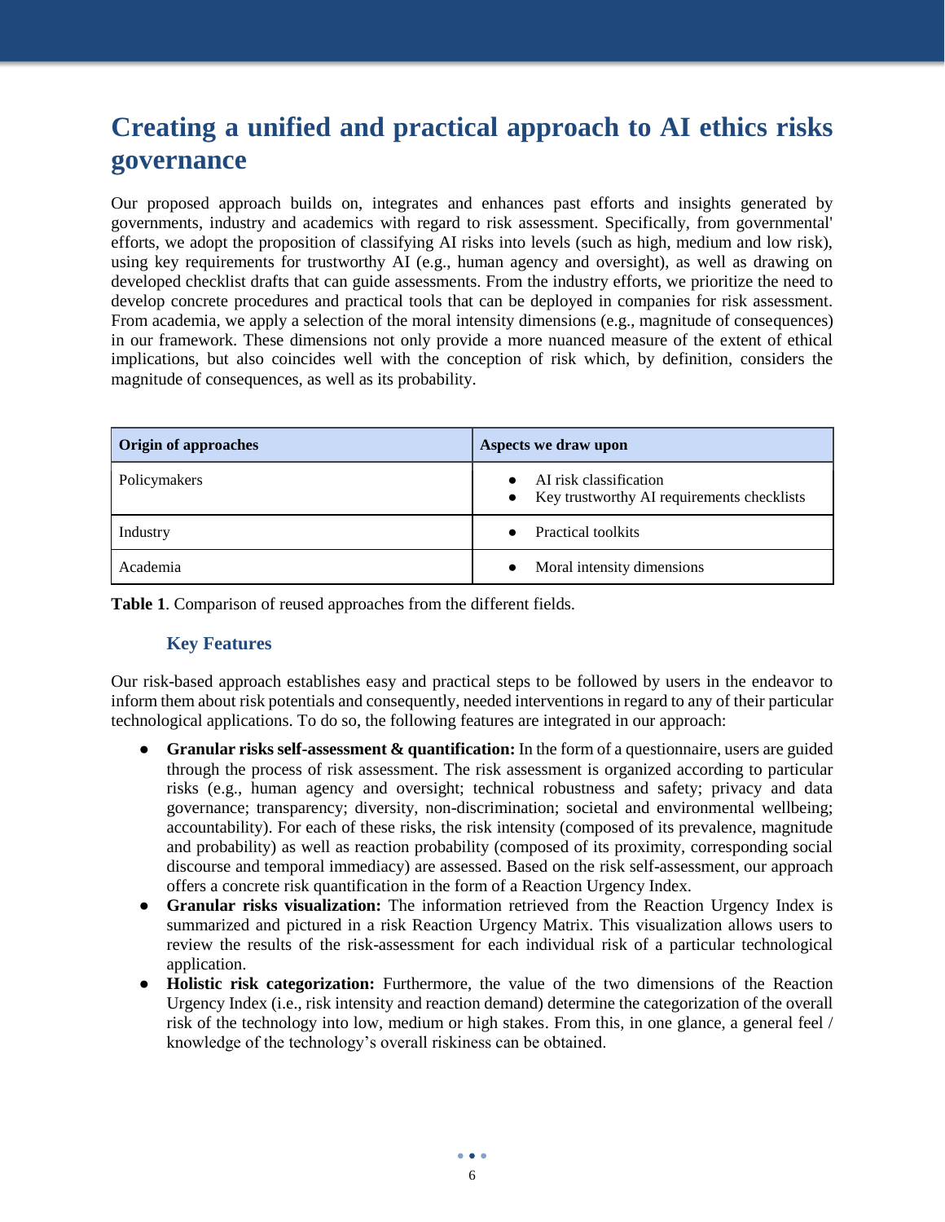# Creating a unified and practical approach to AI ethics risks governance

Our proposed approach builds on, integrates and enhances past efforts and insights generated by governments, industry and academics with regard to risk assessment. Specifically, from governmental' efforts, we adopt the proposition of classifying AI risks into levels (such as high, medium and low risk), using key requirements for trustworthy AI (e.g., human agency and oversight), as well as drawing on developed checklist drafts that can guide assessments. From the industry efforts, we prioritize the need to develop concrete procedures and practical tools that can be deployed in companies for risk assessment. From academia, we apply a selection of the moral intensity dimensions (e.g., magnitude of consequences) in our framework. These dimensions not only provide a more nuanced measure of the extent of ethical implications, but also coincides well with the conception of risk which, by definition, considers the magnitude of consequences, as well as its probability.

| Origin of approaches | Aspects we draw upon |
|---|---|
| Policymakers | • AI risk classification<br>• Key trustworthy AI requirements checklists |
| Industry | • Practical toolkits |
| Academia | • Moral intensity dimensions |

**Table 1**. Comparison of reused approaches from the different fields.

## Key Features

Our risk-based approach establishes easy and practical steps to be followed by users in the endeavor to inform them about risk potentials and consequently, needed interventions in regard to any of their particular technological applications. To do so, the following features are integrated in our approach:

- **Granular risks self-assessment & quantification:** In the form of a questionnaire, users are guided through the process of risk assessment. The risk assessment is organized according to particular risks (e.g., human agency and oversight; technical robustness and safety; privacy and data governance; transparency; diversity, non-discrimination; societal and environmental wellbeing; accountability). For each of these risks, the risk intensity (composed of its prevalence, magnitude and probability) as well as reaction probability (composed of its proximity, corresponding social discourse and temporal immediacy) are assessed. Based on the risk self-assessment, our approach offers a concrete risk quantification in the form of a Reaction Urgency Index.
- **Granular risks visualization:** The information retrieved from the Reaction Urgency Index is summarized and pictured in a risk Reaction Urgency Matrix. This visualization allows users to review the results of the risk-assessment for each individual risk of a particular technological application.
- **Holistic risk categorization:** Furthermore, the value of the two dimensions of the Reaction Urgency Index (i.e., risk intensity and reaction demand) determine the categorization of the overall risk of the technology into low, medium or high stakes. From this, in one glance, a general feel / knowledge of the technology's overall riskiness can be obtained.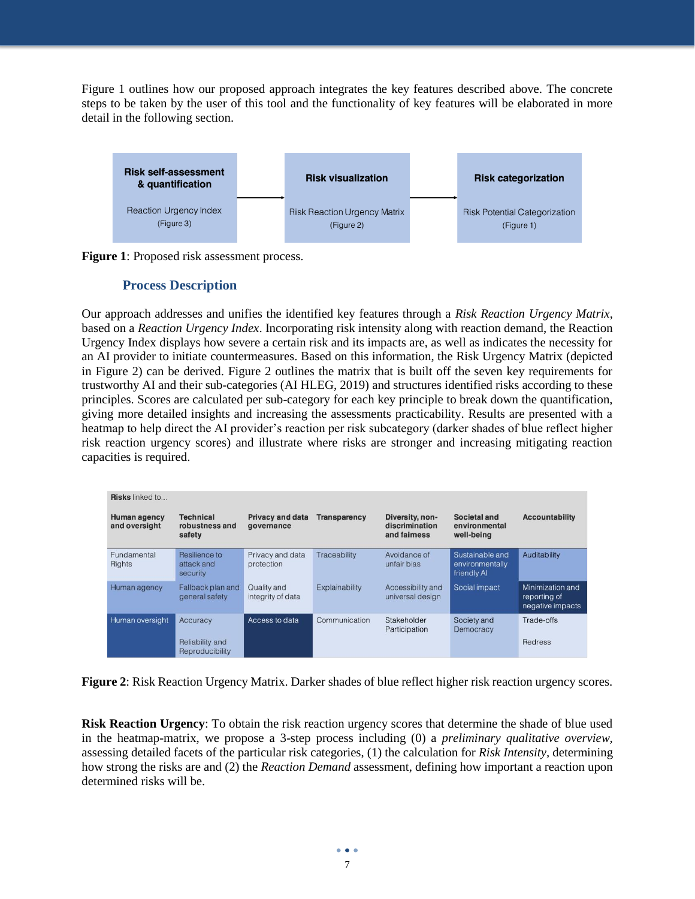Figure 1 outlines how our proposed approach integrates the key features described above. The concrete steps to be taken by the user of this tool and the functionality of key features will be elaborated in more detail in the following section.

| **Risk self-assessment & quantification** | → | **Risk visualization** | → | **Risk categorization** |
|---|---|---|---|---|
| Reaction Urgency Index (Figure 3) | | Risk Reaction Urgency Matrix (Figure 2) | | Risk Potential Categorization (Figure 1) |

**Figure 1**: Proposed risk assessment process.

## Process Description

Our approach addresses and unifies the identified key features through a *Risk Reaction Urgency Matrix*, based on a *Reaction Urgency Index*. Incorporating risk intensity along with reaction demand, the Reaction Urgency Index displays how severe a certain risk and its impacts are, as well as indicates the necessity for an AI provider to initiate countermeasures. Based on this information, the Risk Urgency Matrix (depicted in Figure 2) can be derived. Figure 2 outlines the matrix that is built off the seven key requirements for trustworthy AI and their sub-categories (AI HLEG, 2019) and structures identified risks according to these principles. Scores are calculated per sub-category for each key principle to break down the quantification, giving more detailed insights and increasing the assessments practicability. Results are presented with a heatmap to help direct the AI provider's reaction per risk subcategory (darker shades of blue reflect higher risk reaction urgency scores) and illustrate where risks are stronger and increasing mitigating reaction capacities is required.

**Risks** linked to...

| **Human agency and oversight** | **Technical robustness and safety** | **Privacy and data governance** | **Transparency** | **Diversity, non-discrimination and fairness** | **Societal and environmental well-being** | **Accountability** |
|---|---|---|---|---|---|---|
| Fundamental Rights | Resilience to attack and security | Privacy and data protection | Traceability | Avoidance of unfair bias | Sustainable and environmentally friendly AI | Auditability |
| Human agency | Fallback plan and general safety | Quality and integrity of data | Explainability | Accessibility and universal design | Social impact | Minimization and reporting of negative impacts |
| Human oversight | Accuracy<br>Reliability and Reproducibility | Access to data | Communication | Stakeholder Participation | Society and Democracy | Trade-offs<br>Redress |

**Figure 2**: Risk Reaction Urgency Matrix. Darker shades of blue reflect higher risk reaction urgency scores.

**Risk Reaction Urgency**: To obtain the risk reaction urgency scores that determine the shade of blue used in the heatmap-matrix, we propose a 3-step process including (0) a *preliminary qualitative overview*, assessing detailed facets of the particular risk categories, (1) the calculation for *Risk Intensity*, determining how strong the risks are and (2) the *Reaction Demand* assessment, defining how important a reaction upon determined risks will be.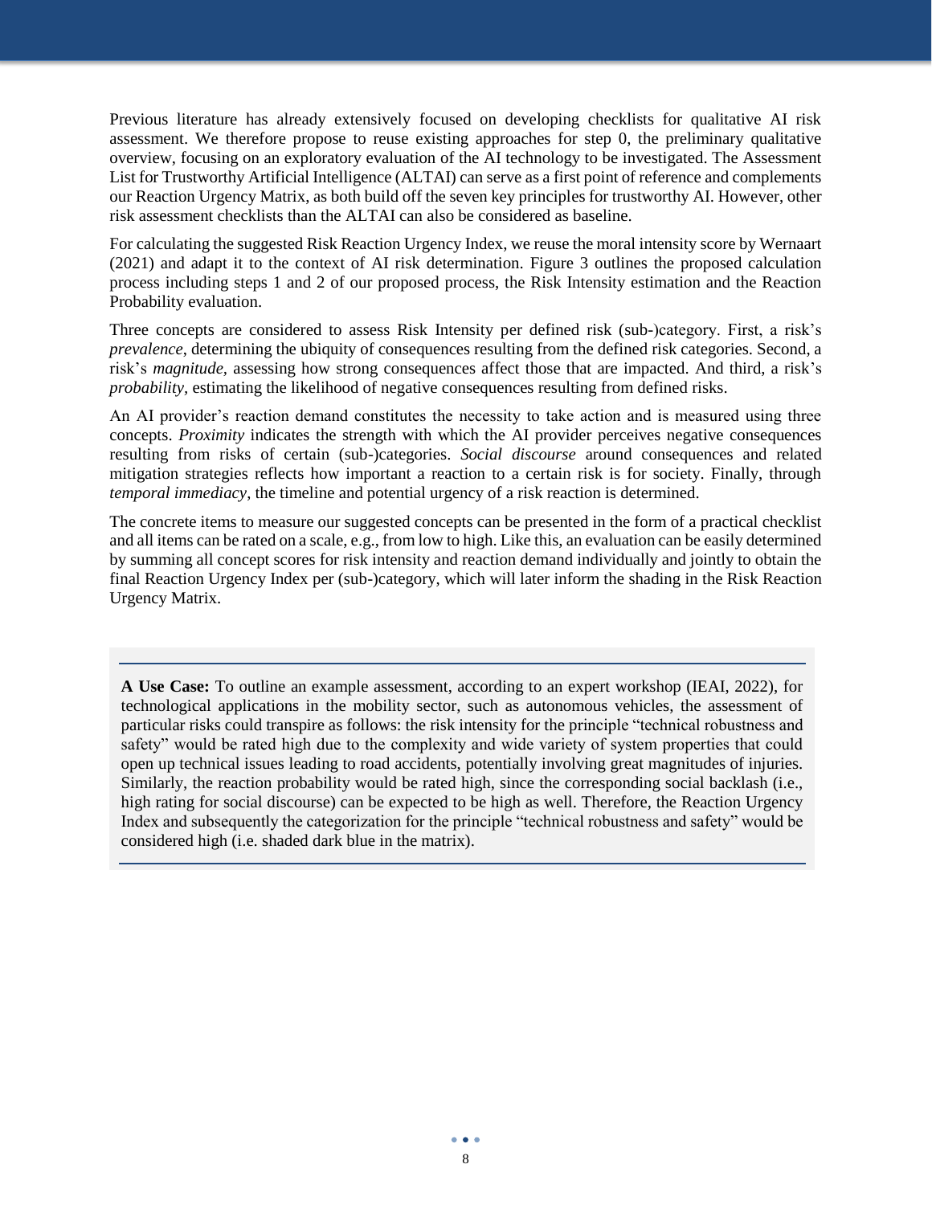Previous literature has already extensively focused on developing checklists for qualitative AI risk assessment. We therefore propose to reuse existing approaches for step 0, the preliminary qualitative overview, focusing on an exploratory evaluation of the AI technology to be investigated. The Assessment List for Trustworthy Artificial Intelligence (ALTAI) can serve as a first point of reference and complements our Reaction Urgency Matrix, as both build off the seven key principles for trustworthy AI. However, other risk assessment checklists than the ALTAI can also be considered as baseline.

For calculating the suggested Risk Reaction Urgency Index, we reuse the moral intensity score by Wernaart (2021) and adapt it to the context of AI risk determination. Figure 3 outlines the proposed calculation process including steps 1 and 2 of our proposed process, the Risk Intensity estimation and the Reaction Probability evaluation.

Three concepts are considered to assess Risk Intensity per defined risk (sub-)category. First, a risk's *prevalence*, determining the ubiquity of consequences resulting from the defined risk categories. Second, a risk's *magnitude*, assessing how strong consequences affect those that are impacted. And third, a risk's *probability*, estimating the likelihood of negative consequences resulting from defined risks.

An AI provider's reaction demand constitutes the necessity to take action and is measured using three concepts. *Proximity* indicates the strength with which the AI provider perceives negative consequences resulting from risks of certain (sub-)categories. *Social discourse* around consequences and related mitigation strategies reflects how important a reaction to a certain risk is for society. Finally, through *temporal immediacy*, the timeline and potential urgency of a risk reaction is determined.

The concrete items to measure our suggested concepts can be presented in the form of a practical checklist and all items can be rated on a scale, e.g., from low to high. Like this, an evaluation can be easily determined by summing all concept scores for risk intensity and reaction demand individually and jointly to obtain the final Reaction Urgency Index per (sub-)category, which will later inform the shading in the Risk Reaction Urgency Matrix.

---

**A Use Case:** To outline an example assessment, according to an expert workshop (IEAI, 2022), for technological applications in the mobility sector, such as autonomous vehicles, the assessment of particular risks could transpire as follows: the risk intensity for the principle "technical robustness and safety" would be rated high due to the complexity and wide variety of system properties that could open up technical issues leading to road accidents, potentially involving great magnitudes of injuries. Similarly, the reaction probability would be rated high, since the corresponding social backlash (i.e., high rating for social discourse) can be expected to be high as well. Therefore, the Reaction Urgency Index and subsequently the categorization for the principle "technical robustness and safety" would be considered high (i.e. shaded dark blue in the matrix).

---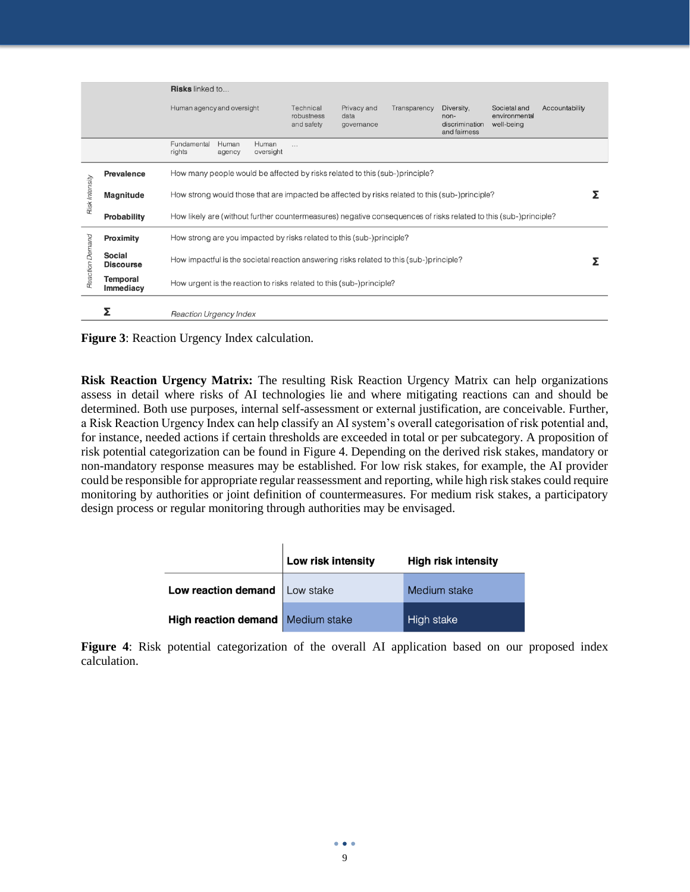|  |  | **Risks** linked to... |  |  |  |  |  |  |  |  |  |  |
|---|---|---|---|---|---|---|---|---|---|---|---|---|
|  |  | Human agency and oversight |  |  |  | Technical robustness and safety | Privacy and data governance | Transparency | Diversity, non-discrimination and fairness | Societal and environmental well-being | Accountability |  |
|  |  | Fundamental rights | Human agency | Human oversight | ... |  |  |  |  |  |  |  |
| *Risk Intensity* | **Prevalence** | How many people would be affected by risks related to this (sub-)principle? |  |  |  |  |  |  |  |  |  | Σ |
|  | **Magnitude** | How strong would those that are impacted be affected by risks related to this (sub-)principle? |  |  |  |  |  |  |  |  |  |  |
|  | **Probability** | How likely are (without further countermeasures) negative consequences of risks related to this (sub-)principle? |  |  |  |  |  |  |  |  |  |  |
| *Reaction Demand* | **Proximity** | How strong are you impacted by risks related to this (sub-)principle? |  |  |  |  |  |  |  |  |  | Σ |
|  | **Social Discourse** | How impactful is the societal reaction answering risks related to this (sub-)principle? |  |  |  |  |  |  |  |  |  |  |
|  | **Temporal Immediacy** | How urgent is the reaction to risks related to this (sub-)principle? |  |  |  |  |  |  |  |  |  |  |
|  | **Σ** | *Reaction Urgency Index* |  |  |  |  |  |  |  |  |  |  |

**Figure 3**: Reaction Urgency Index calculation.

**Risk Reaction Urgency Matrix:** The resulting Risk Reaction Urgency Matrix can help organizations assess in detail where risks of AI technologies lie and where mitigating reactions can and should be determined. Both use purposes, internal self-assessment or external justification, are conceivable. Further, a Risk Reaction Urgency Index can help classify an AI system's overall categorisation of risk potential and, for instance, needed actions if certain thresholds are exceeded in total or per subcategory. A proposition of risk potential categorization can be found in Figure 4. Depending on the derived risk stakes, mandatory or non-mandatory response measures may be established. For low risk stakes, for example, the AI provider could be responsible for appropriate regular reassessment and reporting, while high risk stakes could require monitoring by authorities or joint definition of countermeasures. For medium risk stakes, a participatory design process or regular monitoring through authorities may be envisaged.

|  | **Low risk intensity** | **High risk intensity** |
|---|---|---|
| **Low reaction demand** | Low stake | Medium stake |
| **High reaction demand** | Medium stake | High stake |

**Figure 4**: Risk potential categorization of the overall AI application based on our proposed index calculation.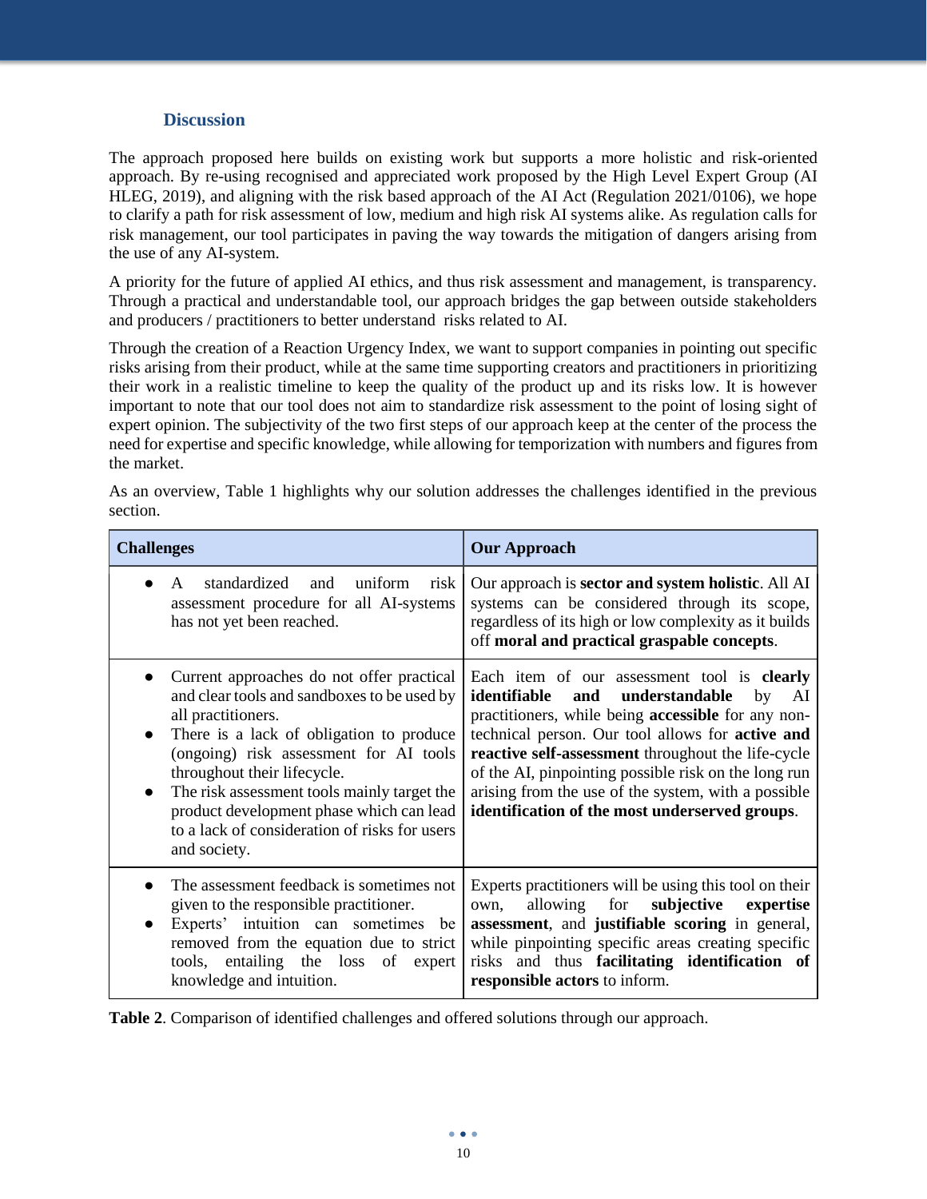## Discussion

The approach proposed here builds on existing work but supports a more holistic and risk-oriented approach. By re-using recognised and appreciated work proposed by the High Level Expert Group (AI HLEG, 2019), and aligning with the risk based approach of the AI Act (Regulation 2021/0106), we hope to clarify a path for risk assessment of low, medium and high risk AI systems alike. As regulation calls for risk management, our tool participates in paving the way towards the mitigation of dangers arising from the use of any AI-system.

A priority for the future of applied AI ethics, and thus risk assessment and management, is transparency. Through a practical and understandable tool, our approach bridges the gap between outside stakeholders and producers / practitioners to better understand risks related to AI.

Through the creation of a Reaction Urgency Index, we want to support companies in pointing out specific risks arising from their product, while at the same time supporting creators and practitioners in prioritizing their work in a realistic timeline to keep the quality of the product up and its risks low. It is however important to note that our tool does not aim to standardize risk assessment to the point of losing sight of expert opinion. The subjectivity of the two first steps of our approach keep at the center of the process the need for expertise and specific knowledge, while allowing for temporization with numbers and figures from the market.

As an overview, Table 1 highlights why our solution addresses the challenges identified in the previous section.

| Challenges | Our Approach |
|---|---|
| • A standardized and uniform risk assessment procedure for all AI-systems has not yet been reached. | Our approach is **sector and system holistic**. All AI systems can be considered through its scope, regardless of its high or low complexity as it builds off **moral and practical graspable concepts**. |
| • Current approaches do not offer practical and clear tools and sandboxes to be used by all practitioners.<br>• There is a lack of obligation to produce (ongoing) risk assessment for AI tools throughout their lifecycle.<br>• The risk assessment tools mainly target the product development phase which can lead to a lack of consideration of risks for users and society. | Each item of our assessment tool is **clearly identifiable and understandable** by AI practitioners, while being **accessible** for any non-technical person. Our tool allows for **active and reactive self-assessment** throughout the life-cycle of the AI, pinpointing possible risk on the long run arising from the use of the system, with a possible **identification of the most underserved groups**. |
| • The assessment feedback is sometimes not given to the responsible practitioner.<br>• Experts' intuition can sometimes be removed from the equation due to strict tools, entailing the loss of expert knowledge and intuition. | Experts practitioners will be using this tool on their own, allowing for **subjective expertise assessment**, and **justifiable scoring** in general, while pinpointing specific areas creating specific risks and thus **facilitating identification of responsible actors** to inform. |

**Table 2**. Comparison of identified challenges and offered solutions through our approach.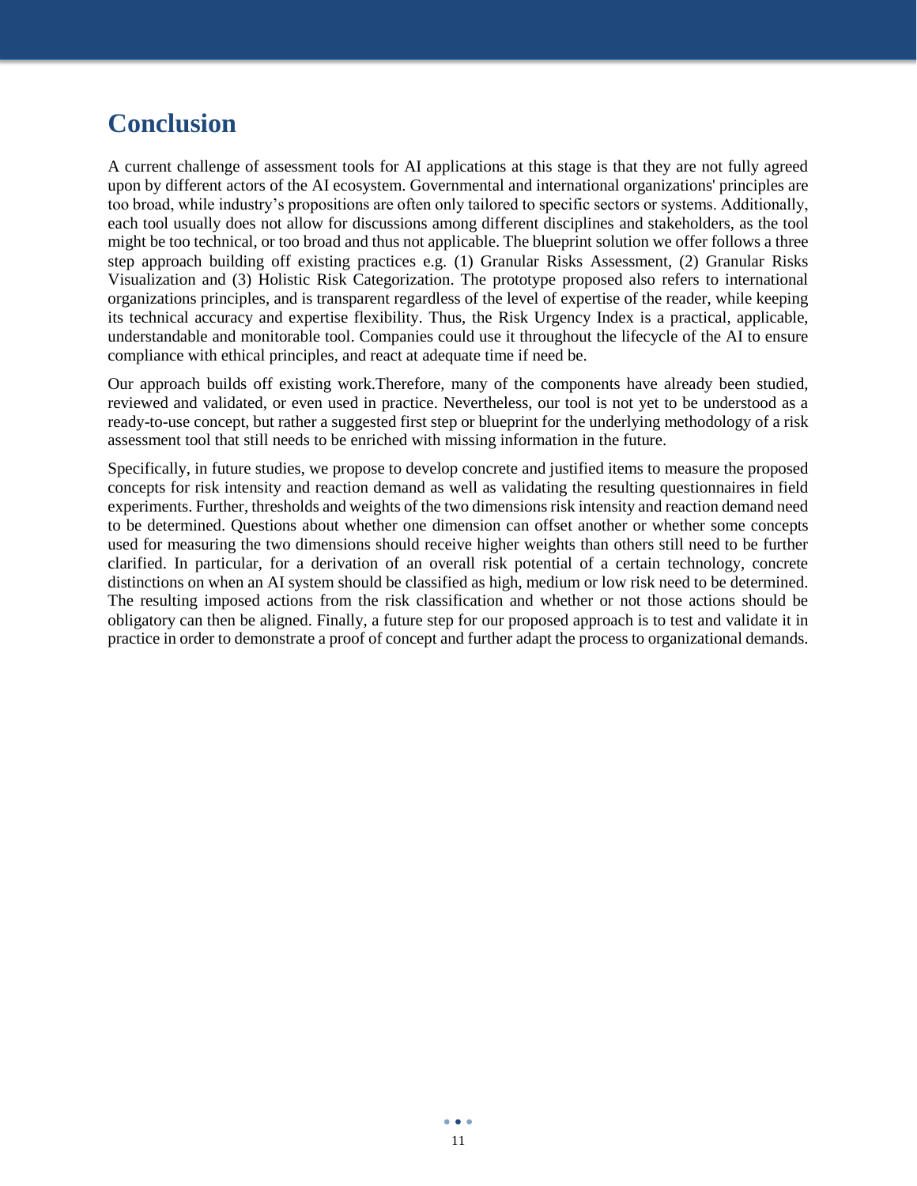# Conclusion

A current challenge of assessment tools for AI applications at this stage is that they are not fully agreed upon by different actors of the AI ecosystem. Governmental and international organizations' principles are too broad, while industry's propositions are often only tailored to specific sectors or systems. Additionally, each tool usually does not allow for discussions among different disciplines and stakeholders, as the tool might be too technical, or too broad and thus not applicable. The blueprint solution we offer follows a three step approach building off existing practices e.g. (1) Granular Risks Assessment, (2) Granular Risks Visualization and (3) Holistic Risk Categorization. The prototype proposed also refers to international organizations principles, and is transparent regardless of the level of expertise of the reader, while keeping its technical accuracy and expertise flexibility. Thus, the Risk Urgency Index is a practical, applicable, understandable and monitorable tool. Companies could use it throughout the lifecycle of the AI to ensure compliance with ethical principles, and react at adequate time if need be.

Our approach builds off existing work.Therefore, many of the components have already been studied, reviewed and validated, or even used in practice. Nevertheless, our tool is not yet to be understood as a ready-to-use concept, but rather a suggested first step or blueprint for the underlying methodology of a risk assessment tool that still needs to be enriched with missing information in the future.

Specifically, in future studies, we propose to develop concrete and justified items to measure the proposed concepts for risk intensity and reaction demand as well as validating the resulting questionnaires in field experiments. Further, thresholds and weights of the two dimensions risk intensity and reaction demand need to be determined. Questions about whether one dimension can offset another or whether some concepts used for measuring the two dimensions should receive higher weights than others still need to be further clarified. In particular, for a derivation of an overall risk potential of a certain technology, concrete distinctions on when an AI system should be classified as high, medium or low risk need to be determined. The resulting imposed actions from the risk classification and whether or not those actions should be obligatory can then be aligned. Finally, a future step for our proposed approach is to test and validate it in practice in order to demonstrate a proof of concept and further adapt the process to organizational demands.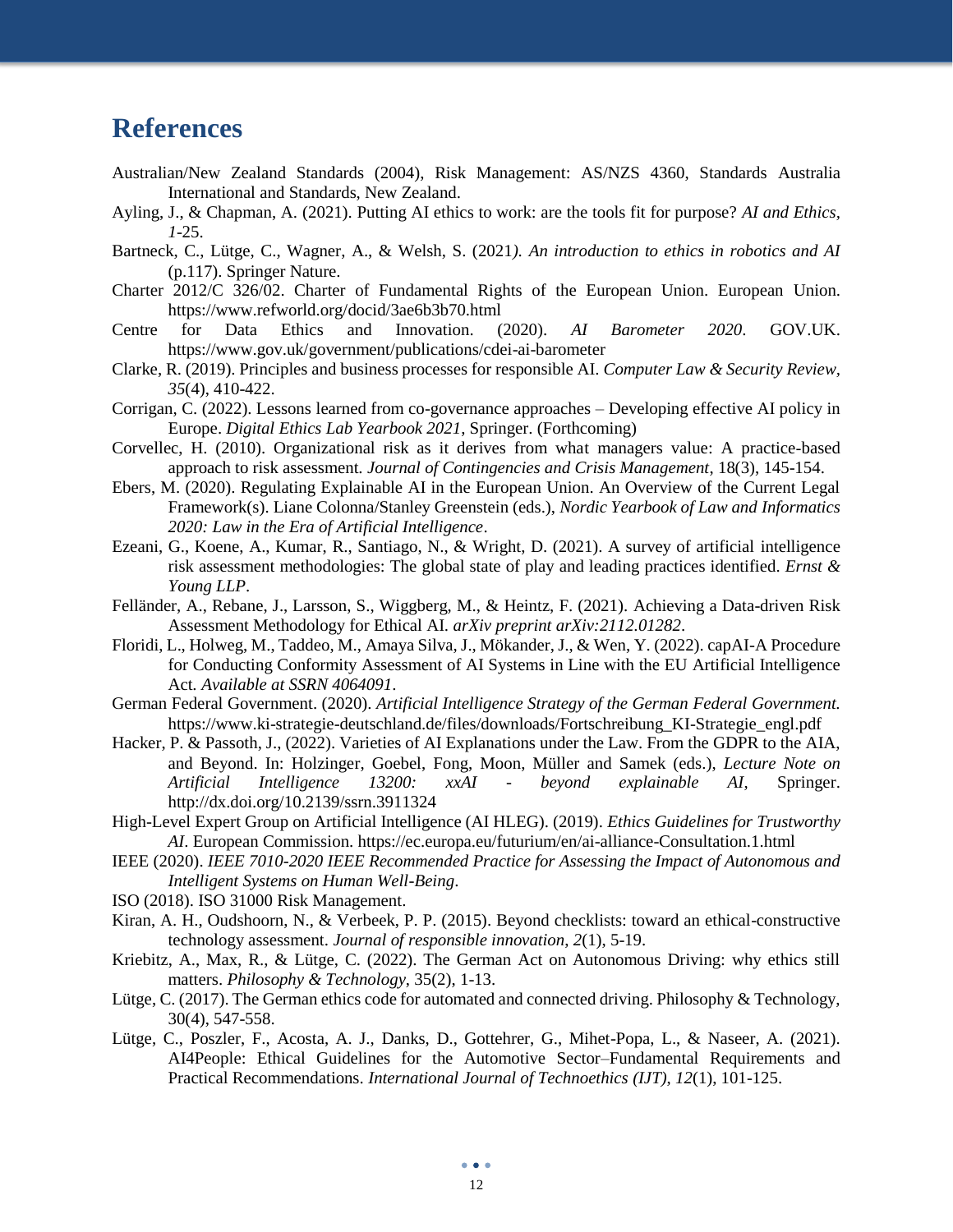# References

Australian/New Zealand Standards (2004), Risk Management: AS/NZS 4360, Standards Australia International and Standards, New Zealand.

Ayling, J., & Chapman, A. (2021). Putting AI ethics to work: are the tools fit for purpose? *AI and Ethics*, *1*-25.

Bartneck, C., Lütge, C., Wagner, A., & Welsh, S. (2021*). An introduction to ethics in robotics and AI* (p.117). Springer Nature.

Charter 2012/C 326/02. Charter of Fundamental Rights of the European Union. European Union. https://www.refworld.org/docid/3ae6b3b70.html

Centre for Data Ethics and Innovation. (2020). *AI Barometer 2020*. GOV.UK. https://www.gov.uk/government/publications/cdei-ai-barometer

Clarke, R. (2019). Principles and business processes for responsible AI. *Computer Law & Security Review, 35*(4), 410-422.

Corrigan, C. (2022). Lessons learned from co-governance approaches – Developing effective AI policy in Europe. *Digital Ethics Lab Yearbook 2021*, Springer. (Forthcoming)

Corvellec, H. (2010). Organizational risk as it derives from what managers value: A practice-based approach to risk assessment. *Journal of Contingencies and Crisis Management*, 18(3), 145-154.

Ebers, M. (2020). Regulating Explainable AI in the European Union. An Overview of the Current Legal Framework(s). Liane Colonna/Stanley Greenstein (eds.), *Nordic Yearbook of Law and Informatics 2020: Law in the Era of Artificial Intelligence*.

Ezeani, G., Koene, A., Kumar, R., Santiago, N., & Wright, D. (2021). A survey of artificial intelligence risk assessment methodologies: The global state of play and leading practices identified. *Ernst & Young LLP*.

Felländer, A., Rebane, J., Larsson, S., Wiggberg, M., & Heintz, F. (2021). Achieving a Data-driven Risk Assessment Methodology for Ethical AI. *arXiv preprint arXiv:2112.01282*.

Floridi, L., Holweg, M., Taddeo, M., Amaya Silva, J., Mökander, J., & Wen, Y. (2022). capAI-A Procedure for Conducting Conformity Assessment of AI Systems in Line with the EU Artificial Intelligence Act. *Available at SSRN 4064091*.

German Federal Government. (2020). *Artificial Intelligence Strategy of the German Federal Government.* https://www.ki-strategie-deutschland.de/files/downloads/Fortschreibung_KI-Strategie_engl.pdf

Hacker, P. & Passoth, J., (2022). Varieties of AI Explanations under the Law. From the GDPR to the AIA, and Beyond. In: Holzinger, Goebel, Fong, Moon, Müller and Samek (eds.), *Lecture Note on Artificial Intelligence 13200: xxAI - beyond explainable AI*, Springer. http://dx.doi.org/10.2139/ssrn.3911324

High-Level Expert Group on Artificial Intelligence (AI HLEG). (2019). *Ethics Guidelines for Trustworthy AI*. European Commission. https://ec.europa.eu/futurium/en/ai-alliance-Consultation.1.html

IEEE (2020). *IEEE 7010-2020 IEEE Recommended Practice for Assessing the Impact of Autonomous and Intelligent Systems on Human Well-Being*.

ISO (2018). ISO 31000 Risk Management.

Kiran, A. H., Oudshoorn, N., & Verbeek, P. P. (2015). Beyond checklists: toward an ethical-constructive technology assessment. *Journal of responsible innovation*, *2*(1), 5-19.

Kriebitz, A., Max, R., & Lütge, C. (2022). The German Act on Autonomous Driving: why ethics still matters. *Philosophy & Technology*, 35(2), 1-13.

Lütge, C. (2017). The German ethics code for automated and connected driving. Philosophy & Technology, 30(4), 547-558.

Lütge, C., Poszler, F., Acosta, A. J., Danks, D., Gottehrer, G., Mihet-Popa, L., & Naseer, A. (2021). AI4People: Ethical Guidelines for the Automotive Sector–Fundamental Requirements and Practical Recommendations. *International Journal of Technoethics (IJT)*, *12*(1), 101-125.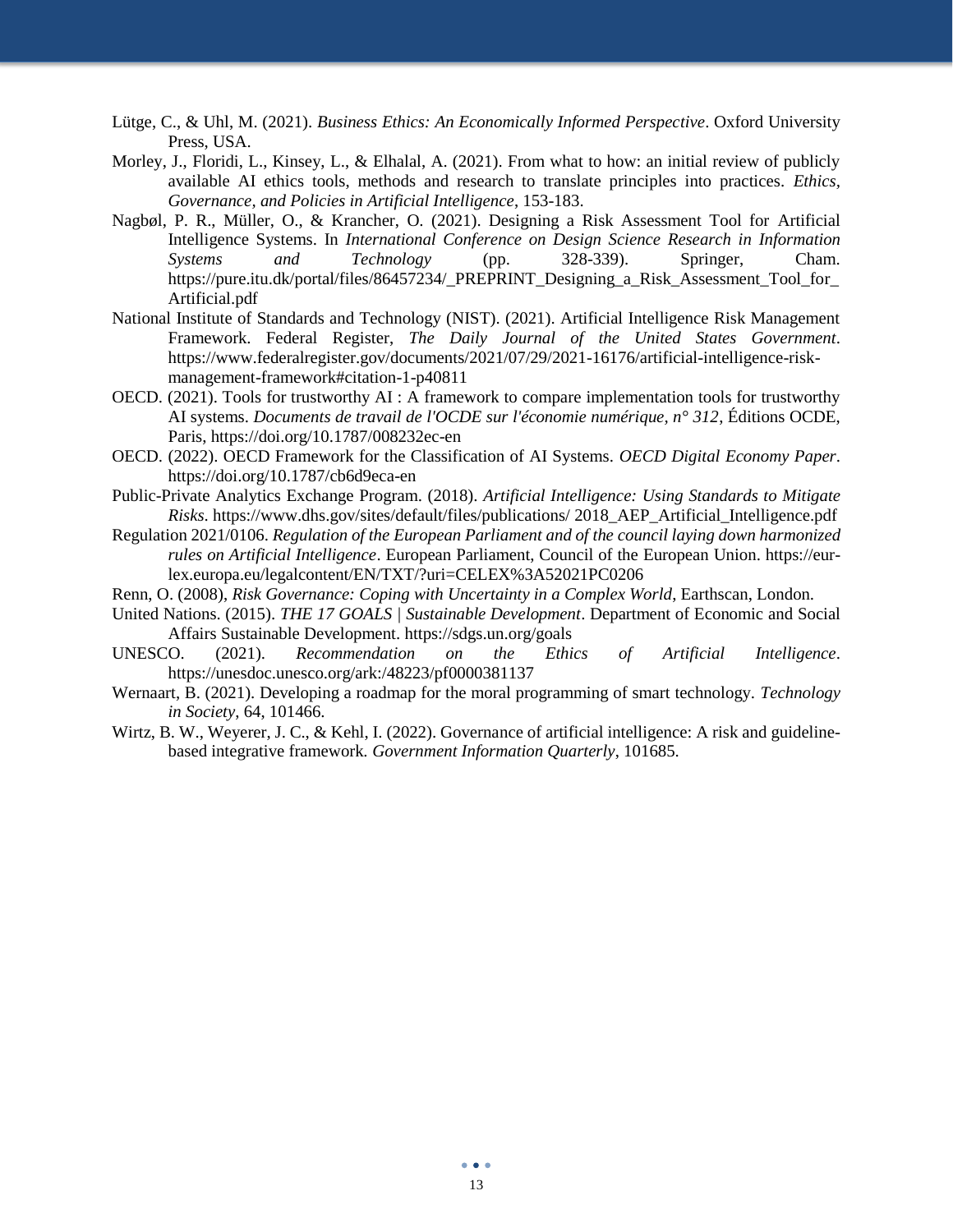Lütge, C., & Uhl, M. (2021). *Business Ethics: An Economically Informed Perspective*. Oxford University Press, USA.

Morley, J., Floridi, L., Kinsey, L., & Elhalal, A. (2021). From what to how: an initial review of publicly available AI ethics tools, methods and research to translate principles into practices. *Ethics, Governance, and Policies in Artificial Intelligence*, 153-183.

Nagbøl, P. R., Müller, O., & Krancher, O. (2021). Designing a Risk Assessment Tool for Artificial Intelligence Systems. In *International Conference on Design Science Research in Information Systems and Technology* (pp. 328-339). Springer, Cham. https://pure.itu.dk/portal/files/86457234/_PREPRINT_Designing_a_Risk_Assessment_Tool_for_Artificial.pdf

National Institute of Standards and Technology (NIST). (2021). Artificial Intelligence Risk Management Framework. Federal Register, *The Daily Journal of the United States Government*. https://www.federalregister.gov/documents/2021/07/29/2021-16176/artificial-intelligence-risk-management-framework#citation-1-p40811

OECD. (2021). Tools for trustworthy AI : A framework to compare implementation tools for trustworthy AI systems. *Documents de travail de l'OCDE sur l'économie numérique, n° 312*, Éditions OCDE, Paris, https://doi.org/10.1787/008232ec-en

OECD. (2022). OECD Framework for the Classification of AI Systems. *OECD Digital Economy Paper*. https://doi.org/10.1787/cb6d9eca-en

Public-Private Analytics Exchange Program. (2018). *Artificial Intelligence: Using Standards to Mitigate Risks*. https://www.dhs.gov/sites/default/files/publications/ 2018_AEP_Artificial_Intelligence.pdf

Regulation 2021/0106. *Regulation of the European Parliament and of the council laying down harmonized rules on Artificial Intelligence*. European Parliament, Council of the European Union. https://eur-lex.europa.eu/legalcontent/EN/TXT/?uri=CELEX%3A52021PC0206

Renn, O. (2008), *Risk Governance: Coping with Uncertainty in a Complex World*, Earthscan, London.

United Nations. (2015). *THE 17 GOALS | Sustainable Development*. Department of Economic and Social Affairs Sustainable Development. https://sdgs.un.org/goals

UNESCO. (2021). *Recommendation on the Ethics of Artificial Intelligence*. https://unesdoc.unesco.org/ark:/48223/pf0000381137

Wernaart, B. (2021). Developing a roadmap for the moral programming of smart technology. *Technology in Society*, 64, 101466.

Wirtz, B. W., Weyerer, J. C., & Kehl, I. (2022). Governance of artificial intelligence: A risk and guideline-based integrative framework. *Government Information Quarterly*, 101685.